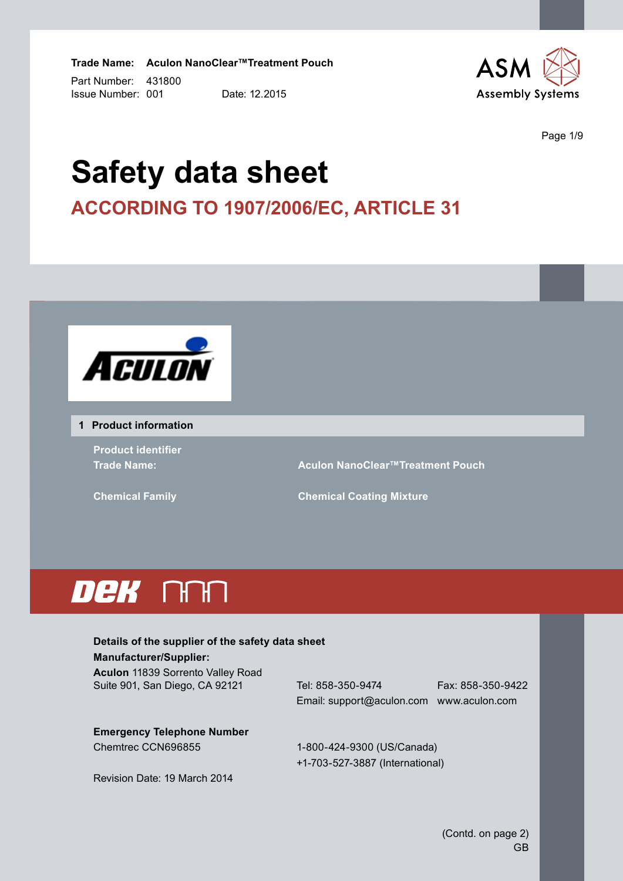**Trade Name: Aculon NanoClear™Treatment Pouch**

Part Number: 431800

Issue Number: 001 Date: 12.2015

ASM Assembly Systems

# Safety data sheet

## ACCORDING TO 1907/2006/EC, ARTICLE 31

ACULON

### 1 Product information

**Product identifier**

| | |
|---|---|
| **Trade Name:** | **Aculon NanoClear™Treatment Pouch** |
| **Chemical Family** | **Chemical Coating Mixture** |

DEK

**Details of the supplier of the safety data sheet**

**Manufacturer/Supplier:**

**Aculon** 11839 Sorrento Valley Road
Suite 901, San Diego, CA 92121

Tel: 858-350-9474
Fax: 858-350-9422
Email: support@aculon.com
www.aculon.com

**Emergency Telephone Number**

Chemtrec CCN696855

1-800-424-9300 (US/Canada)
+1-703-527-3887 (International)

Revision Date: 19 March 2014

(Contd. on page 2)
GB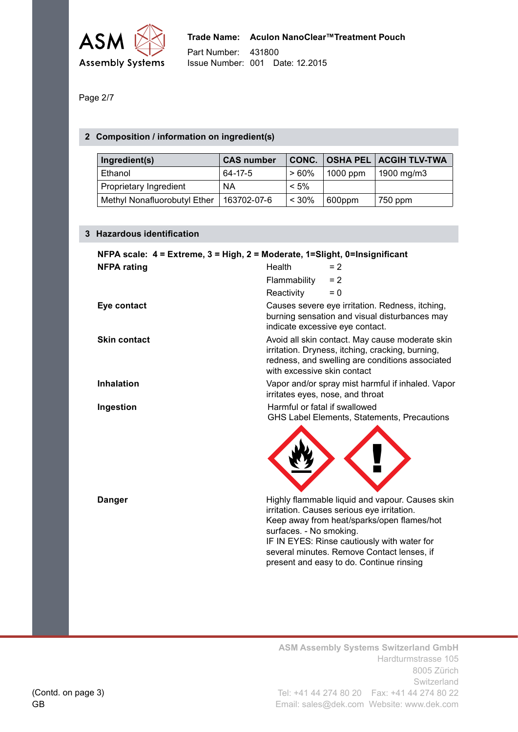## 2 Composition / information on ingredient(s)

| Ingredient(s) | CAS number | CONC. | OSHA PEL | ACGIH TLV-TWA |
|---|---|---|---|---|
| Ethanol | 64-17-5 | > 60% | 1000 ppm | 1900 mg/m3 |
| Proprietary Ingredient | NA | < 5% | | |
| Methyl Nonafluorobutyl Ether | 163702-07-6 | < 30% | 600ppm | 750 ppm |

## 3 Hazardous identification

**NFPA scale: 4 = Extreme, 3 = High, 2 = Moderate, 1=Slight, 0=Insignificant**

**NFPA rating**

Health = 2

Flammability = 2

Reactivity = 0

**Eye contact**

Causes severe eye irritation. Redness, itching, burning sensation and visual disturbances may indicate excessive eye contact.

**Skin contact**

Avoid all skin contact. May cause moderate skin irritation. Dryness, itching, cracking, burning, redness, and swelling are conditions associated with excessive skin contact

**Inhalation**

Vapor and/or spray mist harmful if inhaled. Vapor irritates eyes, nose, and throat

**Ingestion**

Harmful or fatal if swallowed

GHS Label Elements, Statements, Precautions

**Danger**

Highly flammable liquid and vapour. Causes skin irritation. Causes serious eye irritation.
Keep away from heat/sparks/open flames/hot surfaces. - No smoking.
IF IN EYES: Rinse cautiously with water for several minutes. Remove Contact lenses, if present and easy to do. Continue rinsing

(Contd. on page 3)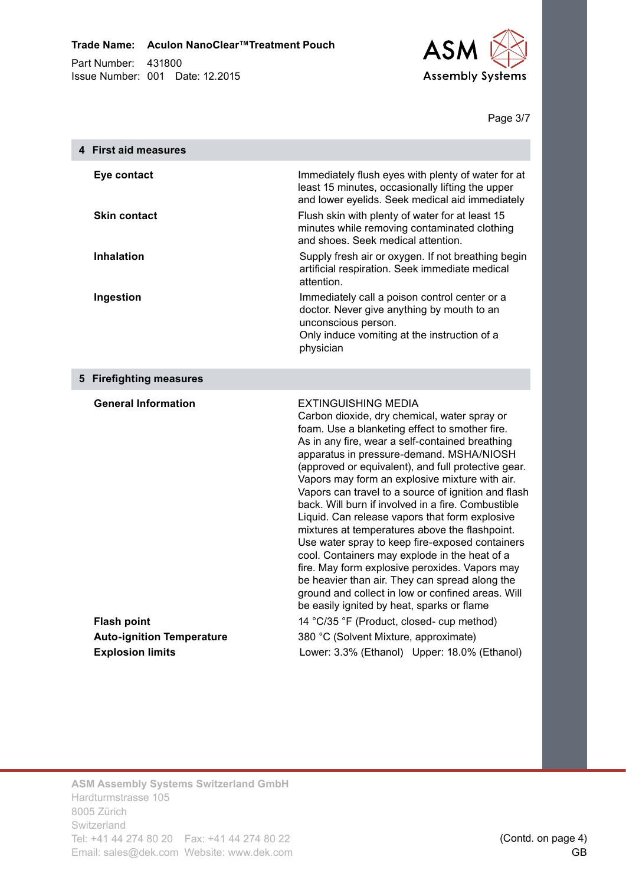## 4 First aid measures

| | |
|---|---|
| **Eye contact** | Immediately flush eyes with plenty of water for at least 15 minutes, occasionally lifting the upper and lower eyelids. Seek medical aid immediately |
| **Skin contact** | Flush skin with plenty of water for at least 15 minutes while removing contaminated clothing and shoes. Seek medical attention. |
| **Inhalation** | Supply fresh air or oxygen. If not breathing begin artificial respiration. Seek immediate medical attention. |
| **Ingestion** | Immediately call a poison control center or a doctor. Never give anything by mouth to an unconscious person. Only induce vomiting at the instruction of a physician |

## 5 Firefighting measures

| | |
|---|---|
| **General Information** | EXTINGUISHING MEDIA Carbon dioxide, dry chemical, water spray or foam. Use a blanketing effect to smother fire. As in any fire, wear a self-contained breathing apparatus in pressure-demand. MSHA/NIOSH (approved or equivalent), and full protective gear. Vapors may form an explosive mixture with air. Vapors can travel to a source of ignition and flash back. Will burn if involved in a fire. Combustible Liquid. Can release vapors that form explosive mixtures at temperatures above the flashpoint. Use water spray to keep fire-exposed containers cool. Containers may explode in the heat of a fire. May form explosive peroxides. Vapors may be heavier than air. They can spread along the ground and collect in low or confined areas. Will be easily ignited by heat, sparks or flame |
| **Flash point** | 14 °C/35 °F (Product, closed- cup method) |
| **Auto-ignition Temperature** | 380 °C (Solvent Mixture, approximate) |
| **Explosion limits** | Lower: 3.3% (Ethanol) Upper: 18.0% (Ethanol) |

(Contd. on page 4)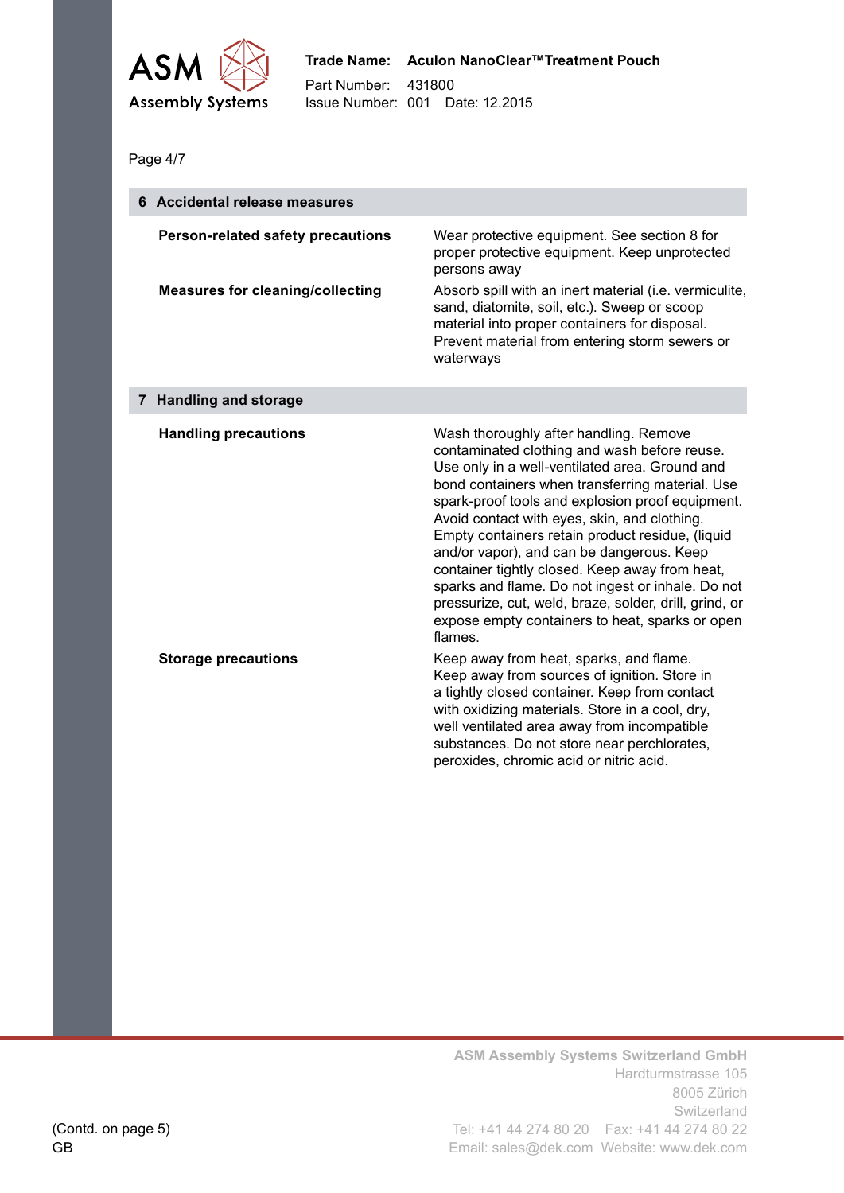## 6 Accidental release measures

| | |
|---|---|
| **Person-related safety precautions** | Wear protective equipment. See section 8 for proper protective equipment. Keep unprotected persons away |
| **Measures for cleaning/collecting** | Absorb spill with an inert material (i.e. vermiculite, sand, diatomite, soil, etc.). Sweep or scoop material into proper containers for disposal. Prevent material from entering storm sewers or waterways |

## 7 Handling and storage

| | |
|---|---|
| **Handling precautions** | Wash thoroughly after handling. Remove contaminated clothing and wash before reuse. Use only in a well-ventilated area. Ground and bond containers when transferring material. Use spark-proof tools and explosion proof equipment. Avoid contact with eyes, skin, and clothing. Empty containers retain product residue, (liquid and/or vapor), and can be dangerous. Keep container tightly closed. Keep away from heat, sparks and flame. Do not ingest or inhale. Do not pressurize, cut, weld, braze, solder, drill, grind, or expose empty containers to heat, sparks or open flames. |
| **Storage precautions** | Keep away from heat, sparks, and flame. Keep away from sources of ignition. Store in a tightly closed container. Keep from contact with oxidizing materials. Store in a cool, dry, well ventilated area away from incompatible substances. Do not store near perchlorates, peroxides, chromic acid or nitric acid. |

(Contd. on page 5)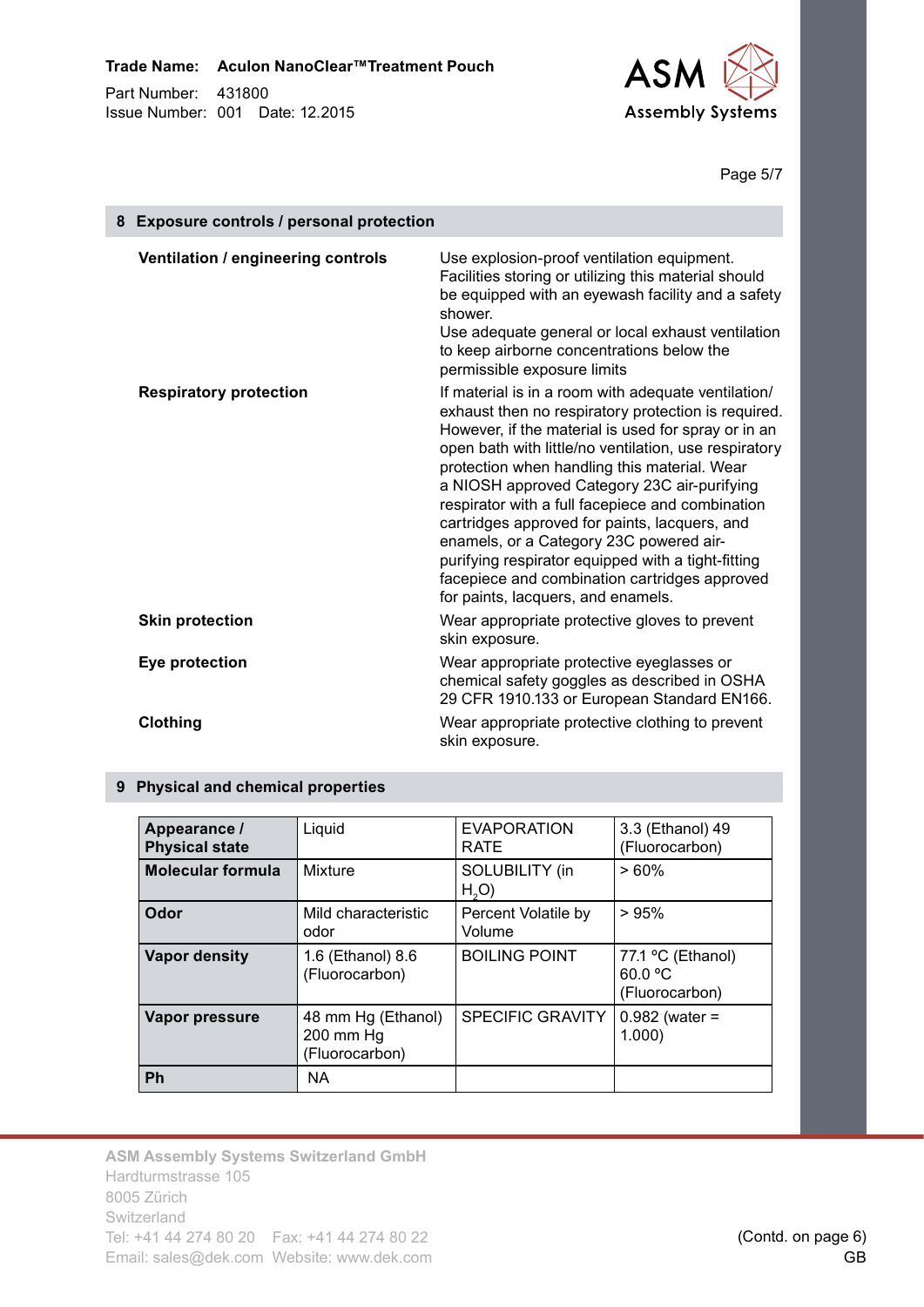## 8 Exposure controls / personal protection

**Ventilation / engineering controls**

Use explosion-proof ventilation equipment. Facilities storing or utilizing this material should be equipped with an eyewash facility and a safety shower.
Use adequate general or local exhaust ventilation to keep airborne concentrations below the permissible exposure limits

**Respiratory protection**

If material is in a room with adequate ventilation/ exhaust then no respiratory protection is required. However, if the material is used for spray or in an open bath with little/no ventilation, use respiratory protection when handling this material. Wear a NIOSH approved Category 23C air-purifying respirator with a full facepiece and combination cartridges approved for paints, lacquers, and enamels, or a Category 23C powered air-purifying respirator equipped with a tight-fitting facepiece and combination cartridges approved for paints, lacquers, and enamels.

**Skin protection**

Wear appropriate protective gloves to prevent skin exposure.

**Eye protection**

Wear appropriate protective eyeglasses or chemical safety goggles as described in OSHA 29 CFR 1910.133 or European Standard EN166.

**Clothing**

Wear appropriate protective clothing to prevent skin exposure.

## 9 Physical and chemical properties

| **Appearance / Physical state** | Liquid | EVAPORATION RATE | 3.3 (Ethanol) 49 (Fluorocarbon) |
|---|---|---|---|
| **Molecular formula** | Mixture | SOLUBILITY (in $H_2O$) | > 60% |
| **Odor** | Mild characteristic odor | Percent Volatile by Volume | > 95% |
| **Vapor density** | 1.6 (Ethanol) 8.6 (Fluorocarbon) | BOILING POINT | 77.1 °C (Ethanol) 60.0 °C (Fluorocarbon) |
| **Vapor pressure** | 48 mm Hg (Ethanol) 200 mm Hg (Fluorocarbon) | SPECIFIC GRAVITY | 0.982 (water = 1.000) |
| **Ph** | NA | | |

(Contd. on page 6)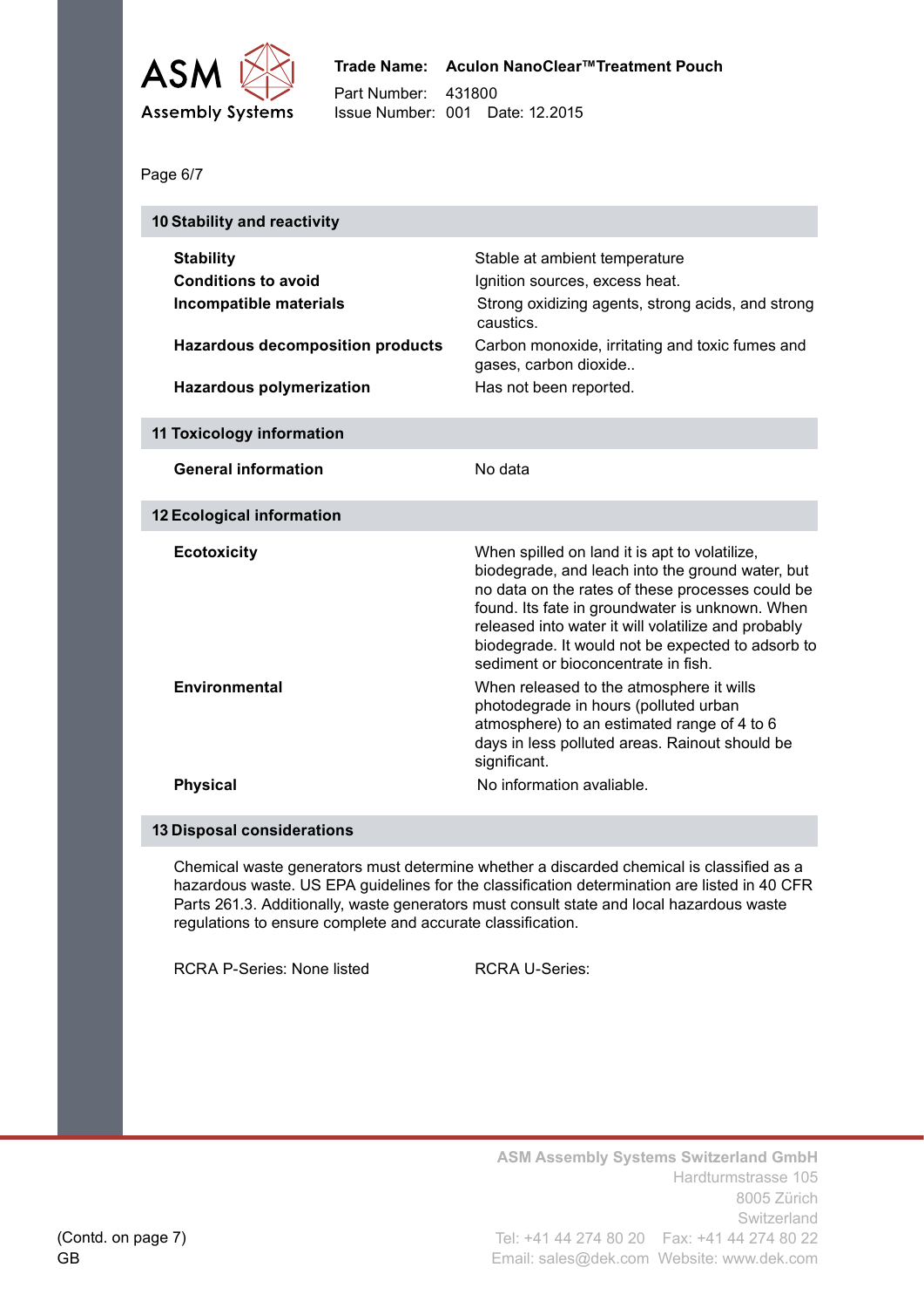## 10 Stability and reactivity

| | |
|---|---|
| **Stability** | Stable at ambient temperature |
| **Conditions to avoid** | Ignition sources, excess heat. |
| **Incompatible materials** | Strong oxidizing agents, strong acids, and strong caustics. |
| **Hazardous decomposition products** | Carbon monoxide, irritating and toxic fumes and gases, carbon dioxide.. |
| **Hazardous polymerization** | Has not been reported. |

## 11 Toxicology information

| | |
|---|---|
| **General information** | No data |

## 12 Ecological information

| | |
|---|---|
| **Ecotoxicity** | When spilled on land it is apt to volatilize, biodegrade, and leach into the ground water, but no data on the rates of these processes could be found. Its fate in groundwater is unknown. When released into water it will volatilize and probably biodegrade. It would not be expected to adsorb to sediment or bioconcentrate in fish. |
| **Environmental** | When released to the atmosphere it wills photodegrade in hours (polluted urban atmosphere) to an estimated range of 4 to 6 days in less polluted areas. Rainout should be significant. |
| **Physical** | No information avaliable. |

## 13 Disposal considerations

Chemical waste generators must determine whether a discarded chemical is classified as a hazardous waste. US EPA guidelines for the classification determination are listed in 40 CFR Parts 261.3. Additionally, waste generators must consult state and local hazardous waste regulations to ensure complete and accurate classification.

RCRA P-Series: None listed

RCRA U-Series: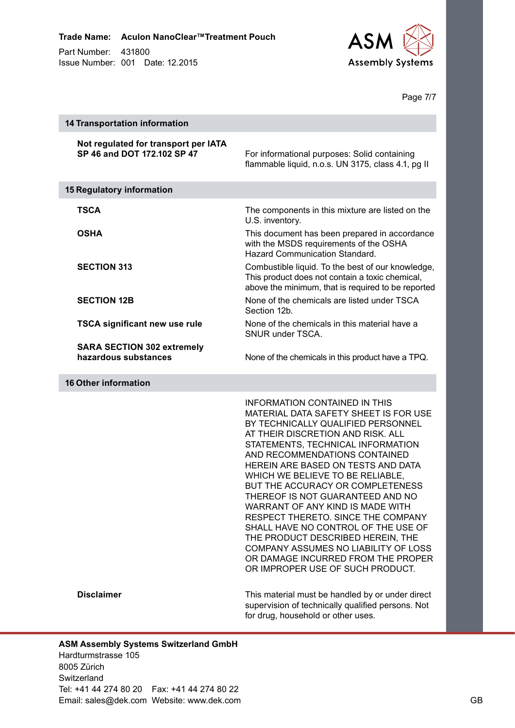## 14 Transportation information

| | |
|---|---|
| **Not regulated for transport per IATA SP 46 and DOT 172.102 SP 47** | For informational purposes: Solid containing flammable liquid, n.o.s. UN 3175, class 4.1, pg II |

## 15 Regulatory information

| | |
|---|---|
| **TSCA** | The components in this mixture are listed on the U.S. inventory. |
| **OSHA** | This document has been prepared in accordance with the MSDS requirements of the OSHA Hazard Communication Standard. |
| **SECTION 313** | Combustible liquid. To the best of our knowledge, This product does not contain a toxic chemical, above the minimum, that is required to be reported |
| **SECTION 12B** | None of the chemicals are listed under TSCA Section 12b. |
| **TSCA significant new use rule** | None of the chemicals in this material have a SNUR under TSCA. |
| **SARA SECTION 302 extremely hazardous substances** | None of the chemicals in this product have a TPQ. |

## 16 Other information

INFORMATION CONTAINED IN THIS MATERIAL DATA SAFETY SHEET IS FOR USE BY TECHNICALLY QUALIFIED PERSONNEL AT THEIR DISCRETION AND RISK. ALL STATEMENTS, TECHNICAL INFORMATION AND RECOMMENDATIONS CONTAINED HEREIN ARE BASED ON TESTS AND DATA WHICH WE BELIEVE TO BE RELIABLE, BUT THE ACCURACY OR COMPLETENESS THEREOF IS NOT GUARANTEED AND NO WARRANT OF ANY KIND IS MADE WITH RESPECT THERETO. SINCE THE COMPANY SHALL HAVE NO CONTROL OF THE USE OF THE PRODUCT DESCRIBED HEREIN, THE COMPANY ASSUMES NO LIABILITY OF LOSS OR DAMAGE INCURRED FROM THE PROPER OR IMPROPER USE OF SUCH PRODUCT.

| | |
|---|---|
| **Disclaimer** | This material must be handled by or under direct supervision of technically qualified persons. Not for drug, household or other uses. |

**ASM Assembly Systems Switzerland GmbH**
Hardturmstrasse 105
8005 Zürich
Switzerland
Tel: +41 44 274 80 20 Fax: +41 44 274 80 22
Email: sales@dek.com Website: www.dek.com